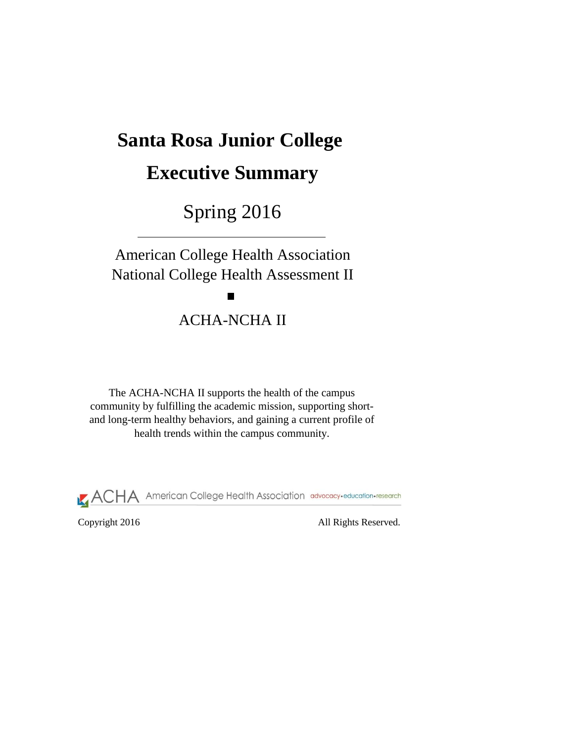# Santa Rosa Junior College

# Executive Summary

## Spring 2016

---

American College Health Association
National College Health Assessment II

■

ACHA-NCHA II

The ACHA-NCHA II supports the health of the campus community by fulfilling the academic mission, supporting short- and long-term healthy behaviors, and gaining a current profile of health trends within the campus community.

ACHA American College Health Association advocacy • education • research

Copyright 2016 All Rights Reserved.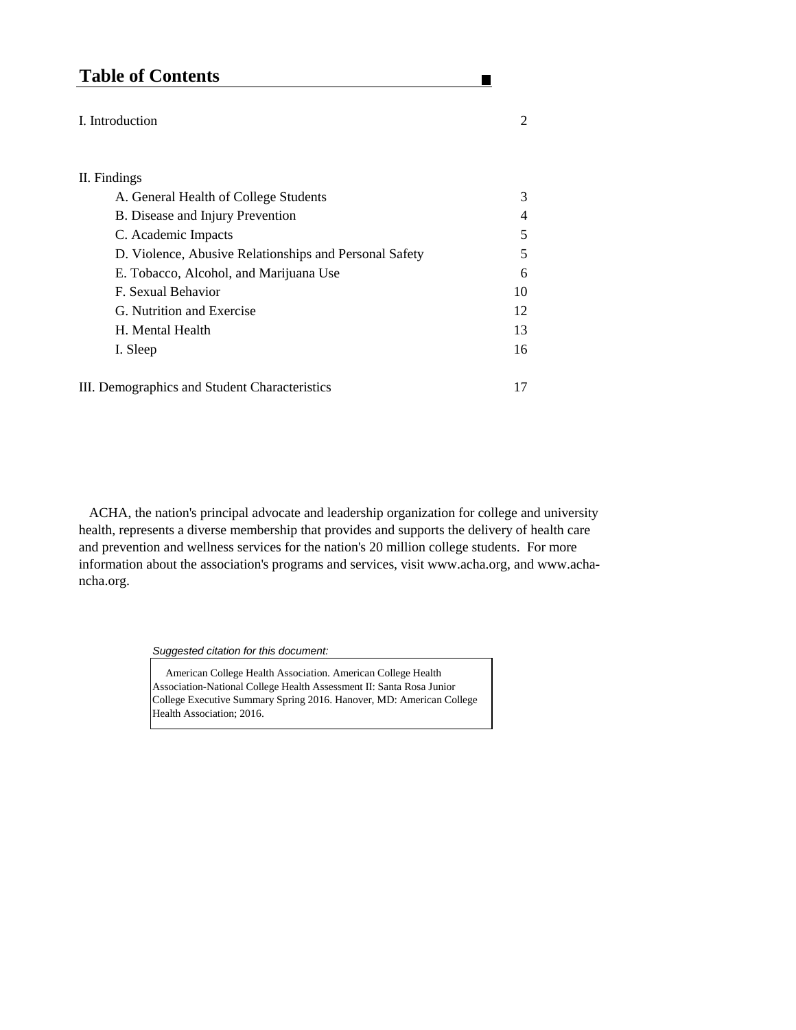## Table of Contents

| | |
|---|---|
| I. Introduction | 2 |
| | |
| II. Findings | |
| A. General Health of College Students | 3 |
| B. Disease and Injury Prevention | 4 |
| C. Academic Impacts | 5 |
| D. Violence, Abusive Relationships and Personal Safety | 5 |
| E. Tobacco, Alcohol, and Marijuana Use | 6 |
| F. Sexual Behavior | 10 |
| G. Nutrition and Exercise | 12 |
| H. Mental Health | 13 |
| I. Sleep | 16 |
| | |
| III. Demographics and Student Characteristics | 17 |

ACHA, the nation's principal advocate and leadership organization for college and university health, represents a diverse membership that provides and supports the delivery of health care and prevention and wellness services for the nation's 20 million college students. For more information about the association's programs and services, visit www.acha.org, and www.acha-ncha.org.

*Suggested citation for this document:*

American College Health Association. American College Health Association-National College Health Assessment II: Santa Rosa Junior College Executive Summary Spring 2016. Hanover, MD: American College Health Association; 2016.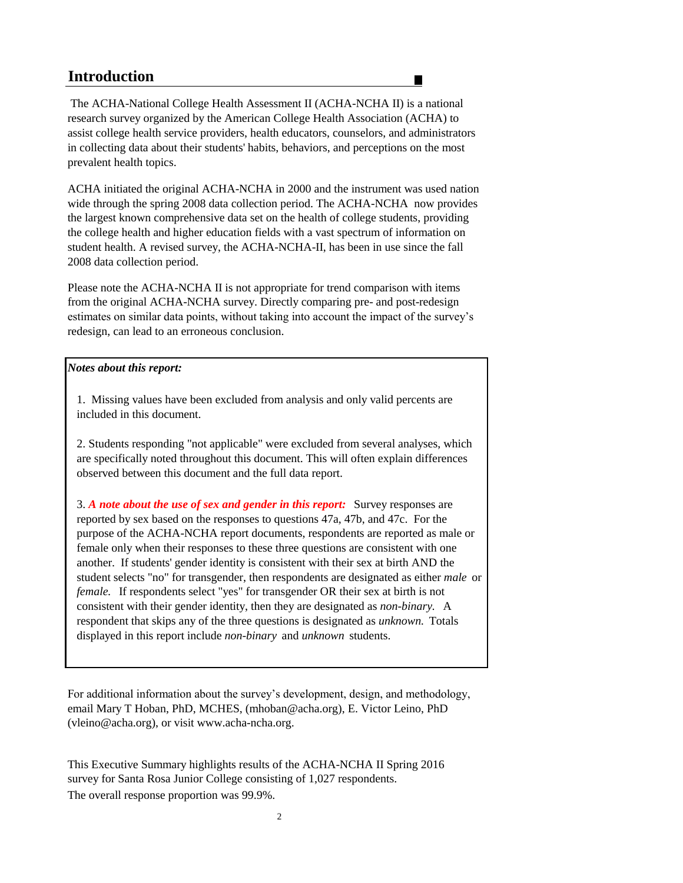## Introduction

The ACHA-National College Health Assessment II (ACHA-NCHA II) is a national research survey organized by the American College Health Association (ACHA) to assist college health service providers, health educators, counselors, and administrators in collecting data about their students' habits, behaviors, and perceptions on the most prevalent health topics.

ACHA initiated the original ACHA-NCHA in 2000 and the instrument was used nation wide through the spring 2008 data collection period. The ACHA-NCHA now provides the largest known comprehensive data set on the health of college students, providing the college health and higher education fields with a vast spectrum of information on student health. A revised survey, the ACHA-NCHA-II, has been in use since the fall 2008 data collection period.

Please note the ACHA-NCHA II is not appropriate for trend comparison with items from the original ACHA-NCHA survey. Directly comparing pre- and post-redesign estimates on similar data points, without taking into account the impact of the survey's redesign, can lead to an erroneous conclusion.

***Notes about this report:***

1. Missing values have been excluded from analysis and only valid percents are included in this document.

2. Students responding "not applicable" were excluded from several analyses, which are specifically noted throughout this document. This will often explain differences observed between this document and the full data report.

3. ***A note about the use of sex and gender in this report:*** Survey responses are reported by sex based on the responses to questions 47a, 47b, and 47c. For the purpose of the ACHA-NCHA report documents, respondents are reported as male or female only when their responses to these three questions are consistent with one another. If students' gender identity is consistent with their sex at birth AND the student selects "no" for transgender, then respondents are designated as either *male* or *female.* If respondents select "yes" for transgender OR their sex at birth is not consistent with their gender identity, then they are designated as *non-binary.* A respondent that skips any of the three questions is designated as *unknown.* Totals displayed in this report include *non-binary* and *unknown* students.

For additional information about the survey's development, design, and methodology, email Mary T Hoban, PhD, MCHES, (mhoban@acha.org), E. Victor Leino, PhD (vleino@acha.org), or visit www.acha-ncha.org.

This Executive Summary highlights results of the ACHA-NCHA II Spring 2016 survey for Santa Rosa Junior College consisting of 1,027 respondents.

The overall response proportion was 99.9%.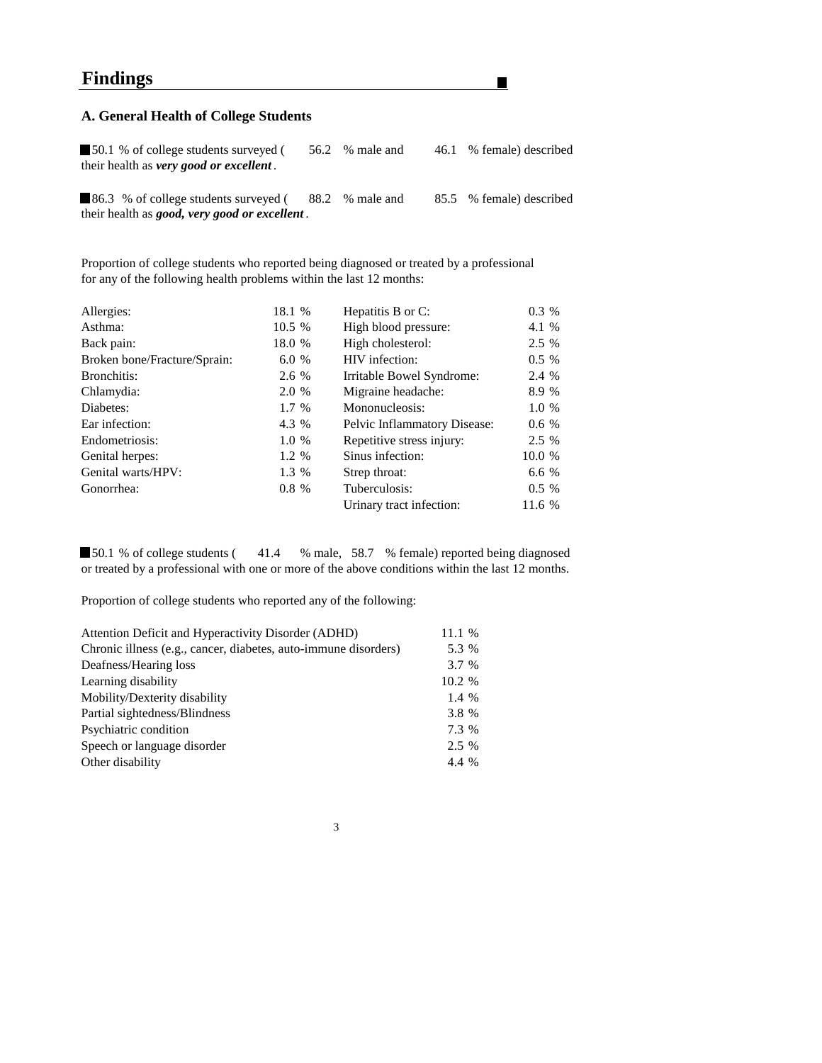# Findings

## A. General Health of College Students

- 50.1 % of college students surveyed ( 56.2 % male and 46.1 % female) described their health as ***very good or excellent***.

- 86.3 % of college students surveyed ( 88.2 % male and 85.5 % female) described their health as ***good, very good or excellent***.

Proportion of college students who reported being diagnosed or treated by a professional for any of the following health problems within the last 12 months:

| | | | |
|---|---|---|---|
| Allergies: | 18.1 % | Hepatitis B or C: | 0.3 % |
| Asthma: | 10.5 % | High blood pressure: | 4.1 % |
| Back pain: | 18.0 % | High cholesterol: | 2.5 % |
| Broken bone/Fracture/Sprain: | 6.0 % | HIV infection: | 0.5 % |
| Bronchitis: | 2.6 % | Irritable Bowel Syndrome: | 2.4 % |
| Chlamydia: | 2.0 % | Migraine headache: | 8.9 % |
| Diabetes: | 1.7 % | Mononucleosis: | 1.0 % |
| Ear infection: | 4.3 % | Pelvic Inflammatory Disease: | 0.6 % |
| Endometriosis: | 1.0 % | Repetitive stress injury: | 2.5 % |
| Genital herpes: | 1.2 % | Sinus infection: | 10.0 % |
| Genital warts/HPV: | 1.3 % | Strep throat: | 6.6 % |
| Gonorrhea: | 0.8 % | Tuberculosis: | 0.5 % |
| | | Urinary tract infection: | 11.6 % |

- 50.1 % of college students ( 41.4 % male, 58.7 % female) reported being diagnosed or treated by a professional with one or more of the above conditions within the last 12 months.

Proportion of college students who reported any of the following:

| | |
|---|---|
| Attention Deficit and Hyperactivity Disorder (ADHD) | 11.1 % |
| Chronic illness (e.g., cancer, diabetes, auto-immune disorders) | 5.3 % |
| Deafness/Hearing loss | 3.7 % |
| Learning disability | 10.2 % |
| Mobility/Dexterity disability | 1.4 % |
| Partial sightedness/Blindness | 3.8 % |
| Psychiatric condition | 7.3 % |
| Speech or language disorder | 2.5 % |
| Other disability | 4.4 % |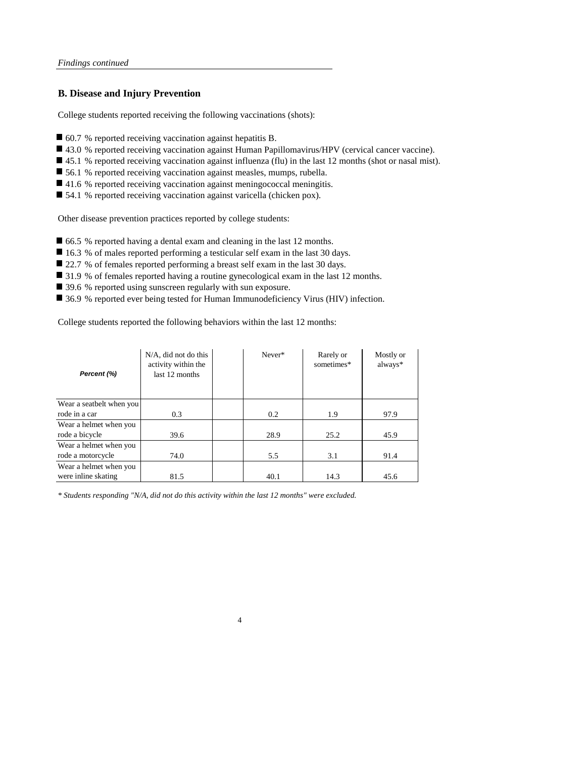*Findings continued*

## B. Disease and Injury Prevention

College students reported receiving the following vaccinations (shots):

- 60.7 % reported receiving vaccination against hepatitis B.
- 43.0 % reported receiving vaccination against Human Papillomavirus/HPV (cervical cancer vaccine).
- 45.1 % reported receiving vaccination against influenza (flu) in the last 12 months (shot or nasal mist).
- 56.1 % reported receiving vaccination against measles, mumps, rubella.
- 41.6 % reported receiving vaccination against meningococcal meningitis.
- 54.1 % reported receiving vaccination against varicella (chicken pox).

Other disease prevention practices reported by college students:

- 66.5 % reported having a dental exam and cleaning in the last 12 months.
- 16.3 % of males reported performing a testicular self exam in the last 30 days.
- 22.7 % of females reported performing a breast self exam in the last 30 days.
- 31.9 % of females reported having a routine gynecological exam in the last 12 months.
- 39.6 % reported using sunscreen regularly with sun exposure.
- 36.9 % reported ever being tested for Human Immunodeficiency Virus (HIV) infection.

College students reported the following behaviors within the last 12 months:

| *Percent (%)* | N/A, did not do this activity within the last 12 months | Never* | Rarely or sometimes* | Mostly or always* |
|---|---|---|---|---|
| Wear a seatbelt when you rode in a car | 0.3 | 0.2 | 1.9 | 97.9 |
| Wear a helmet when you rode a bicycle | 39.6 | 28.9 | 25.2 | 45.9 |
| Wear a helmet when you rode a motorcycle | 74.0 | 5.5 | 3.1 | 91.4 |
| Wear a helmet when you were inline skating | 81.5 | 40.1 | 14.3 | 45.6 |

*\* Students responding "N/A, did not do this activity within the last 12 months" were excluded.*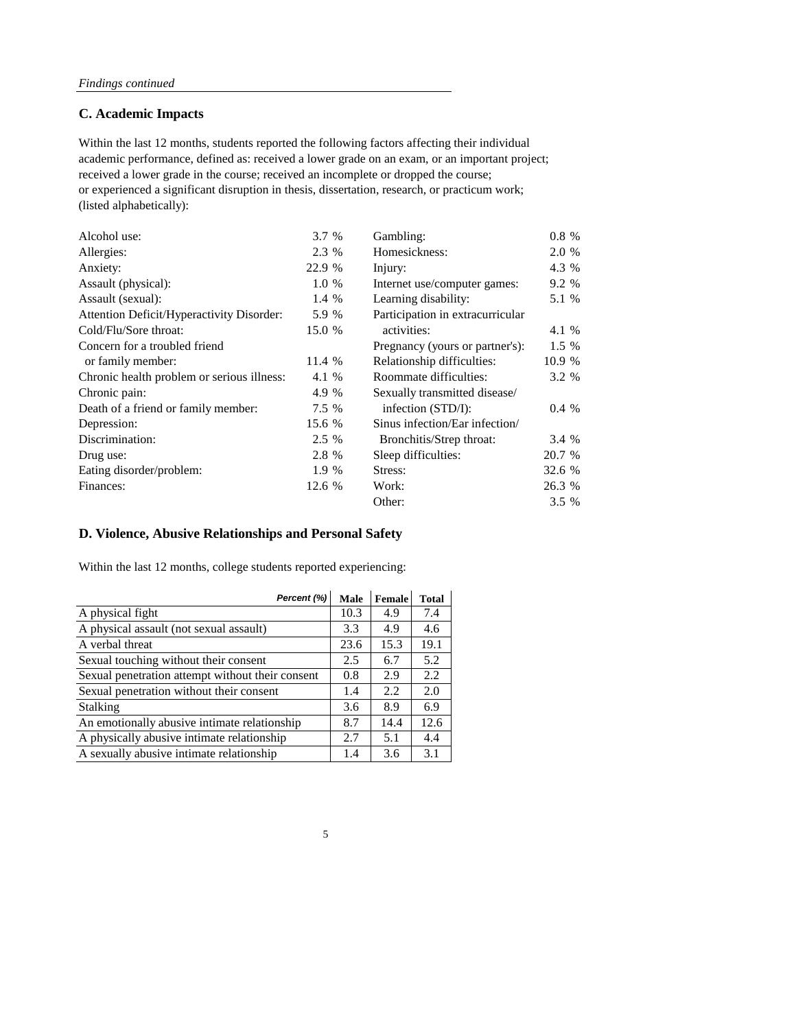*Findings continued*

## C. Academic Impacts

Within the last 12 months, students reported the following factors affecting their individual academic performance, defined as: received a lower grade on an exam, or an important project; received a lower grade in the course; received an incomplete or dropped the course; or experienced a significant disruption in thesis, dissertation, research, or practicum work; (listed alphabetically):

| | |
|---|---|
| Alcohol use: | 3.7 % |
| Allergies: | 2.3 % |
| Anxiety: | 22.9 % |
| Assault (physical): | 1.0 % |
| Assault (sexual): | 1.4 % |
| Attention Deficit/Hyperactivity Disorder: | 5.9 % |
| Cold/Flu/Sore throat: | 15.0 % |
| Concern for a troubled friend or family member: | 11.4 % |
| Chronic health problem or serious illness: | 4.1 % |
| Chronic pain: | 4.9 % |
| Death of a friend or family member: | 7.5 % |
| Depression: | 15.6 % |
| Discrimination: | 2.5 % |
| Drug use: | 2.8 % |
| Eating disorder/problem: | 1.9 % |
| Finances: | 12.6 % |
| Gambling: | 0.8 % |
| Homesickness: | 2.0 % |
| Injury: | 4.3 % |
| Internet use/computer games: | 9.2 % |
| Learning disability: | 5.1 % |
| Participation in extracurricular activities: | 4.1 % |
| Pregnancy (yours or partner's): | 1.5 % |
| Relationship difficulties: | 10.9 % |
| Roommate difficulties: | 3.2 % |
| Sexually transmitted disease/ infection (STD/I): | 0.4 % |
| Sinus infection/Ear infection/ Bronchitis/Strep throat: | 3.4 % |
| Sleep difficulties: | 20.7 % |
| Stress: | 32.6 % |
| Work: | 26.3 % |
| Other: | 3.5 % |

## D. Violence, Abusive Relationships and Personal Safety

Within the last 12 months, college students reported experiencing:

| *Percent (%)* | Male | Female | Total |
|---|---|---|---|
| A physical fight | 10.3 | 4.9 | 7.4 |
| A physical assault (not sexual assault) | 3.3 | 4.9 | 4.6 |
| A verbal threat | 23.6 | 15.3 | 19.1 |
| Sexual touching without their consent | 2.5 | 6.7 | 5.2 |
| Sexual penetration attempt without their consent | 0.8 | 2.9 | 2.2 |
| Sexual penetration without their consent | 1.4 | 2.2 | 2.0 |
| Stalking | 3.6 | 8.9 | 6.9 |
| An emotionally abusive intimate relationship | 8.7 | 14.4 | 12.6 |
| A physically abusive intimate relationship | 2.7 | 5.1 | 4.4 |
| A sexually abusive intimate relationship | 1.4 | 3.6 | 3.1 |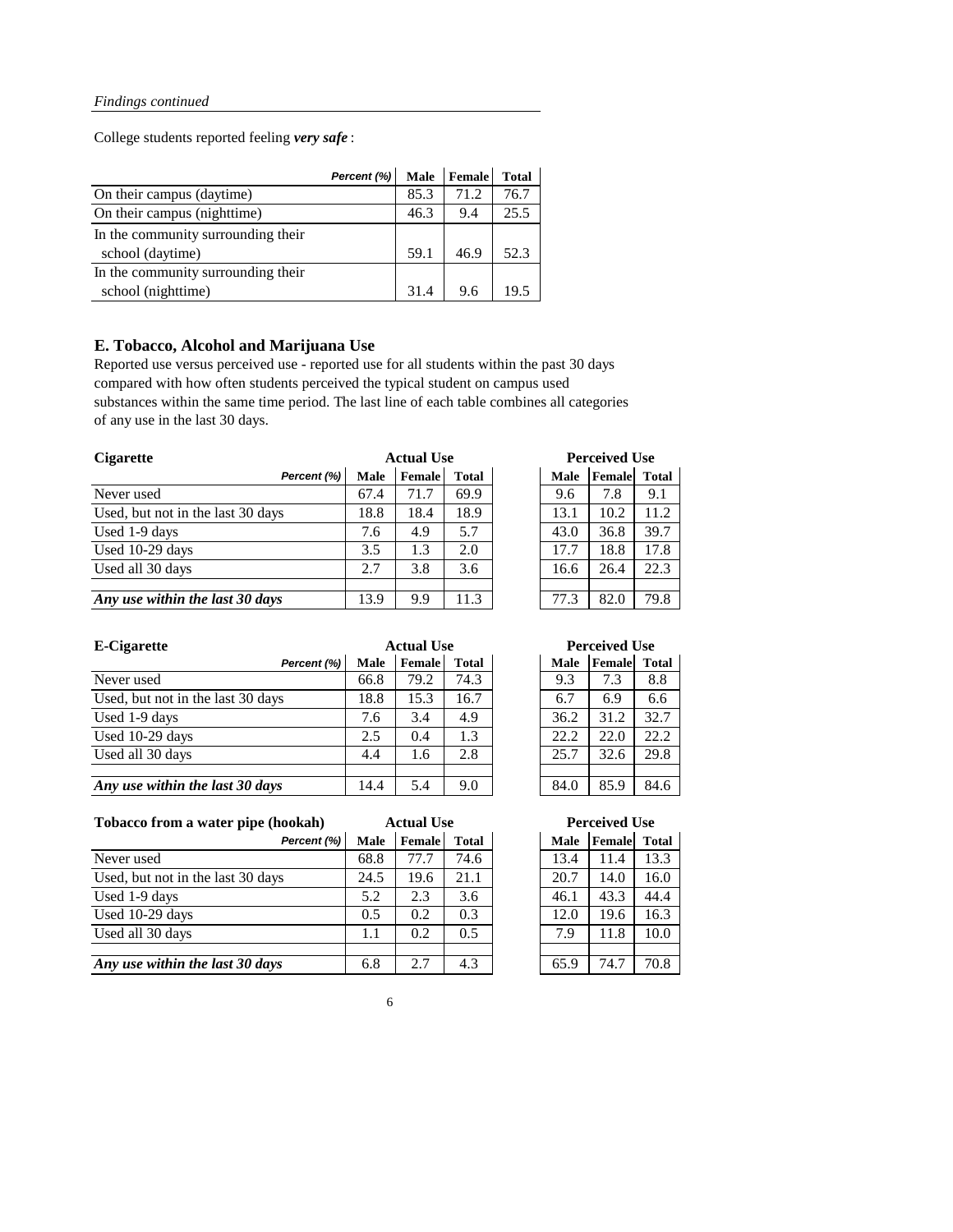*Findings continued*

College students reported feeling ***very safe*** :

| Percent (%) | Male | Female | Total |
|---|---|---|---|
| On their campus (daytime) | 85.3 | 71.2 | 76.7 |
| On their campus (nighttime) | 46.3 | 9.4 | 25.5 |
| In the community surrounding their school (daytime) | 59.1 | 46.9 | 52.3 |
| In the community surrounding their school (nighttime) | 31.4 | 9.6 | 19.5 |

## E. Tobacco, Alcohol and Marijuana Use

Reported use versus perceived use - reported use for all students within the past 30 days compared with how often students perceived the typical student on campus used substances within the same time period. The last line of each table combines all categories of any use in the last 30 days.

| **Cigarette** | Actual Use | | | Perceived Use | | |
|---|---|---|---|---|---|---|
| Percent (%) | Male | Female | Total | Male | Female | Total |
| Never used | 67.4 | 71.7 | 69.9 | 9.6 | 7.8 | 9.1 |
| Used, but not in the last 30 days | 18.8 | 18.4 | 18.9 | 13.1 | 10.2 | 11.2 |
| Used 1-9 days | 7.6 | 4.9 | 5.7 | 43.0 | 36.8 | 39.7 |
| Used 10-29 days | 3.5 | 1.3 | 2.0 | 17.7 | 18.8 | 17.8 |
| Used all 30 days | 2.7 | 3.8 | 3.6 | 16.6 | 26.4 | 22.3 |
| ***Any use within the last 30 days*** | 13.9 | 9.9 | 11.3 | 77.3 | 82.0 | 79.8 |

| **E-Cigarette** | Actual Use | | | Perceived Use | | |
|---|---|---|---|---|---|---|
| Percent (%) | Male | Female | Total | Male | Female | Total |
| Never used | 66.8 | 79.2 | 74.3 | 9.3 | 7.3 | 8.8 |
| Used, but not in the last 30 days | 18.8 | 15.3 | 16.7 | 6.7 | 6.9 | 6.6 |
| Used 1-9 days | 7.6 | 3.4 | 4.9 | 36.2 | 31.2 | 32.7 |
| Used 10-29 days | 2.5 | 0.4 | 1.3 | 22.2 | 22.0 | 22.2 |
| Used all 30 days | 4.4 | 1.6 | 2.8 | 25.7 | 32.6 | 29.8 |
| ***Any use within the last 30 days*** | 14.4 | 5.4 | 9.0 | 84.0 | 85.9 | 84.6 |

| **Tobacco from a water pipe (hookah)** | Actual Use | | | Perceived Use | | |
|---|---|---|---|---|---|---|
| Percent (%) | Male | Female | Total | Male | Female | Total |
| Never used | 68.8 | 77.7 | 74.6 | 13.4 | 11.4 | 13.3 |
| Used, but not in the last 30 days | 24.5 | 19.6 | 21.1 | 20.7 | 14.0 | 16.0 |
| Used 1-9 days | 5.2 | 2.3 | 3.6 | 46.1 | 43.3 | 44.4 |
| Used 10-29 days | 0.5 | 0.2 | 0.3 | 12.0 | 19.6 | 16.3 |
| Used all 30 days | 1.1 | 0.2 | 0.5 | 7.9 | 11.8 | 10.0 |
| ***Any use within the last 30 days*** | 6.8 | 2.7 | 4.3 | 65.9 | 74.7 | 70.8 |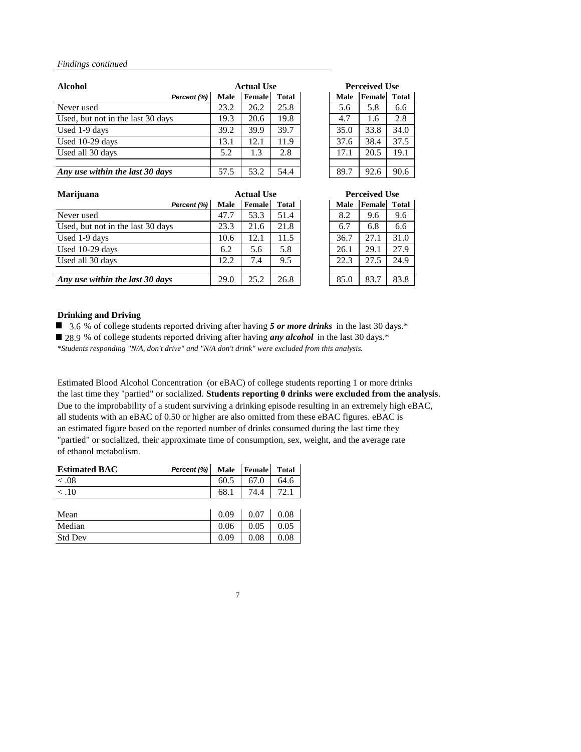*Findings continued*

| Alcohol | Actual Use | | | Perceived Use | | |
|---|---|---|---|---|---|---|
| Percent (%) | Male | Female | Total | Male | Female | Total |
| Never used | 23.2 | 26.2 | 25.8 | 5.6 | 5.8 | 6.6 |
| Used, but not in the last 30 days | 19.3 | 20.6 | 19.8 | 4.7 | 1.6 | 2.8 |
| Used 1-9 days | 39.2 | 39.9 | 39.7 | 35.0 | 33.8 | 34.0 |
| Used 10-29 days | 13.1 | 12.1 | 11.9 | 37.6 | 38.4 | 37.5 |
| Used all 30 days | 5.2 | 1.3 | 2.8 | 17.1 | 20.5 | 19.1 |
| ***Any use within the last 30 days*** | 57.5 | 53.2 | 54.4 | 89.7 | 92.6 | 90.6 |

| Marijuana | Actual Use | | | Perceived Use | | |
|---|---|---|---|---|---|---|
| Percent (%) | Male | Female | Total | Male | Female | Total |
| Never used | 47.7 | 53.3 | 51.4 | 8.2 | 9.6 | 9.6 |
| Used, but not in the last 30 days | 23.3 | 21.6 | 21.8 | 6.7 | 6.8 | 6.6 |
| Used 1-9 days | 10.6 | 12.1 | 11.5 | 36.7 | 27.1 | 31.0 |
| Used 10-29 days | 6.2 | 5.6 | 5.8 | 26.1 | 29.1 | 27.9 |
| Used all 30 days | 12.2 | 7.4 | 9.5 | 22.3 | 27.5 | 24.9 |
| ***Any use within the last 30 days*** | 29.0 | 25.2 | 26.8 | 85.0 | 83.7 | 83.8 |

**Drinking and Driving**

- 3.6 % of college students reported driving after having ***5 or more drinks*** in the last 30 days.*
- 28.9 % of college students reported driving after having ***any alcohol*** in the last 30 days.*

*\*Students responding "N/A, don't drive" and "N/A don't drink" were excluded from this analysis.*

Estimated Blood Alcohol Concentration (or eBAC) of college students reporting 1 or more drinks the last time they "partied" or socialized. **Students reporting 0 drinks were excluded from the analysis**. Due to the improbability of a student surviving a drinking episode resulting in an extremely high eBAC, all students with an eBAC of 0.50 or higher are also omitted from these eBAC figures. eBAC is an estimated figure based on the reported number of drinks consumed during the last time they "partied" or socialized, their approximate time of consumption, sex, weight, and the average rate of ethanol metabolism.

| Estimated BAC (Percent (%)) | Male | Female | Total |
|---|---|---|---|
| < .08 | 60.5 | 67.0 | 64.6 |
| < .10 | 68.1 | 74.4 | 72.1 |
| | | | |
| Mean | 0.09 | 0.07 | 0.08 |
| Median | 0.06 | 0.05 | 0.05 |
| Std Dev | 0.09 | 0.08 | 0.08 |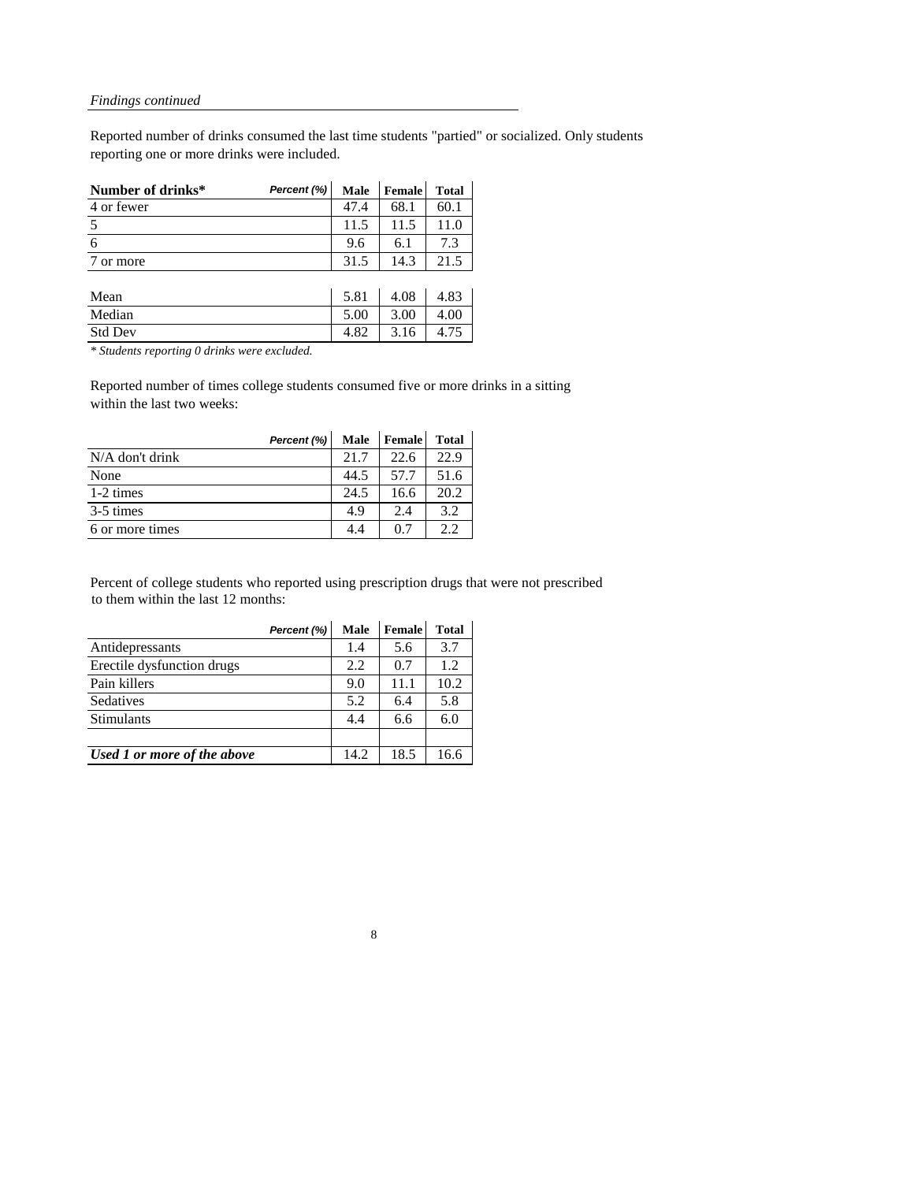*Findings continued*

Reported number of drinks consumed the last time students "partied" or socialized. Only students reporting one or more drinks were included.

| Number of drinks* Percent (%) | Male | Female | Total |
|---|---|---|---|
| 4 or fewer | 47.4 | 68.1 | 60.1 |
| 5 | 11.5 | 11.5 | 11.0 |
| 6 | 9.6 | 6.1 | 7.3 |
| 7 or more | 31.5 | 14.3 | 21.5 |
| | | | |
| Mean | 5.81 | 4.08 | 4.83 |
| Median | 5.00 | 3.00 | 4.00 |
| Std Dev | 4.82 | 3.16 | 4.75 |

*\* Students reporting 0 drinks were excluded.*

Reported number of times college students consumed five or more drinks in a sitting within the last two weeks:

| Percent (%) | Male | Female | Total |
|---|---|---|---|
| N/A don't drink | 21.7 | 22.6 | 22.9 |
| None | 44.5 | 57.7 | 51.6 |
| 1-2 times | 24.5 | 16.6 | 20.2 |
| 3-5 times | 4.9 | 2.4 | 3.2 |
| 6 or more times | 4.4 | 0.7 | 2.2 |

Percent of college students who reported using prescription drugs that were not prescribed to them within the last 12 months:

| Percent (%) | Male | Female | Total |
|---|---|---|---|
| Antidepressants | 1.4 | 5.6 | 3.7 |
| Erectile dysfunction drugs | 2.2 | 0.7 | 1.2 |
| Pain killers | 9.0 | 11.1 | 10.2 |
| Sedatives | 5.2 | 6.4 | 5.8 |
| Stimulants | 4.4 | 6.6 | 6.0 |
| | | | |
| ***Used 1 or more of the above*** | 14.2 | 18.5 | 16.6 |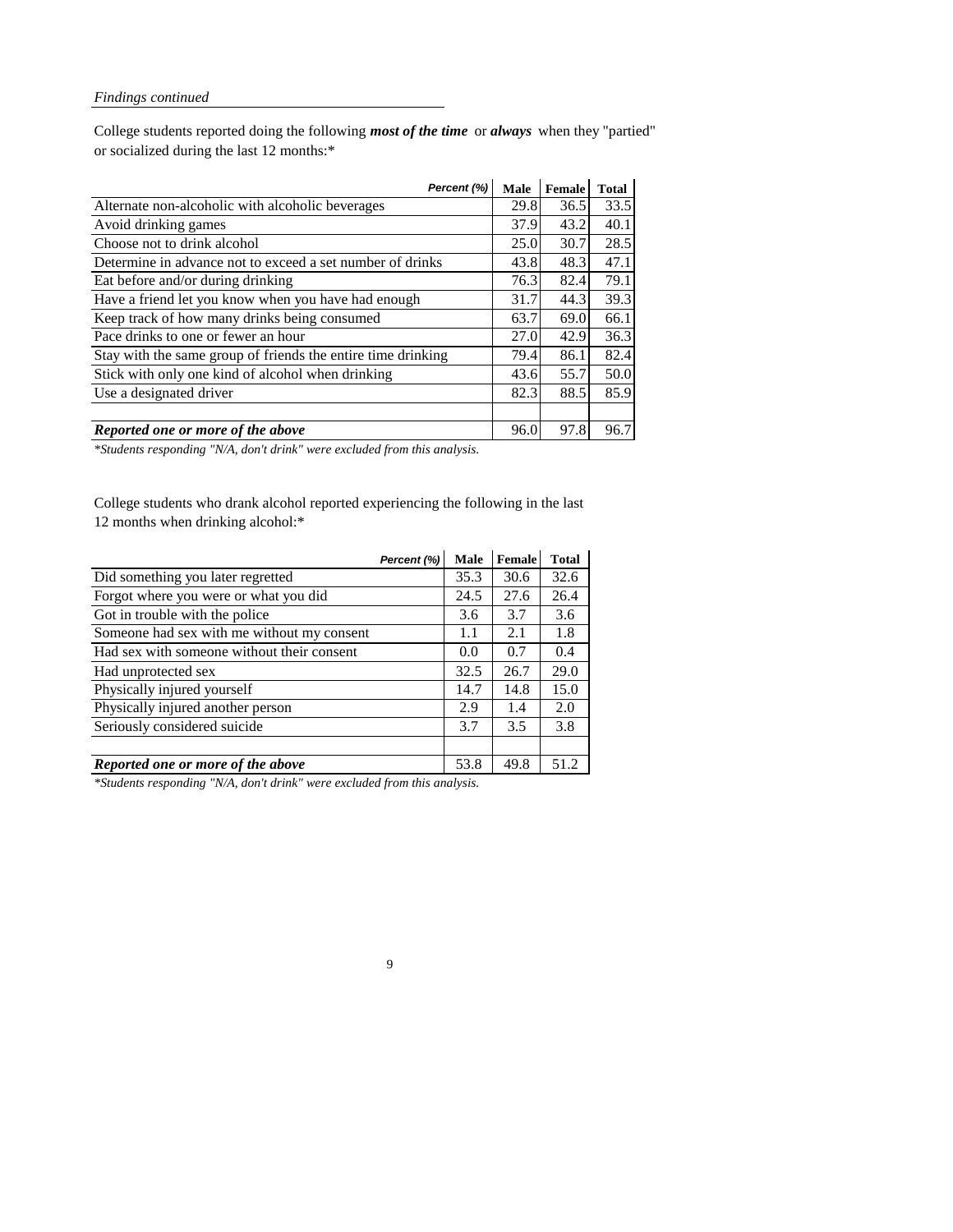*Findings continued*

College students reported doing the following ***most of the time*** or ***always*** when they "partied" or socialized during the last 12 months:*

| ***Percent (%)*** | **Male** | **Female** | **Total** |
|---|---|---|---|
| Alternate non-alcoholic with alcoholic beverages | 29.8 | 36.5 | 33.5 |
| Avoid drinking games | 37.9 | 43.2 | 40.1 |
| Choose not to drink alcohol | 25.0 | 30.7 | 28.5 |
| Determine in advance not to exceed a set number of drinks | 43.8 | 48.3 | 47.1 |
| Eat before and/or during drinking | 76.3 | 82.4 | 79.1 |
| Have a friend let you know when you have had enough | 31.7 | 44.3 | 39.3 |
| Keep track of how many drinks being consumed | 63.7 | 69.0 | 66.1 |
| Pace drinks to one or fewer an hour | 27.0 | 42.9 | 36.3 |
| Stay with the same group of friends the entire time drinking | 79.4 | 86.1 | 82.4 |
| Stick with only one kind of alcohol when drinking | 43.6 | 55.7 | 50.0 |
| Use a designated driver | 82.3 | 88.5 | 85.9 |
| | | | |
| ***Reported one or more of the above*** | 96.0 | 97.8 | 96.7 |

**Students responding "N/A, don't drink" were excluded from this analysis.*

College students who drank alcohol reported experiencing the following in the last 12 months when drinking alcohol:*

| ***Percent (%)*** | **Male** | **Female** | **Total** |
|---|---|---|---|
| Did something you later regretted | 35.3 | 30.6 | 32.6 |
| Forgot where you were or what you did | 24.5 | 27.6 | 26.4 |
| Got in trouble with the police | 3.6 | 3.7 | 3.6 |
| Someone had sex with me without my consent | 1.1 | 2.1 | 1.8 |
| Had sex with someone without their consent | 0.0 | 0.7 | 0.4 |
| Had unprotected sex | 32.5 | 26.7 | 29.0 |
| Physically injured yourself | 14.7 | 14.8 | 15.0 |
| Physically injured another person | 2.9 | 1.4 | 2.0 |
| Seriously considered suicide | 3.7 | 3.5 | 3.8 |
| | | | |
| ***Reported one or more of the above*** | 53.8 | 49.8 | 51.2 |

**Students responding "N/A, don't drink" were excluded from this analysis.*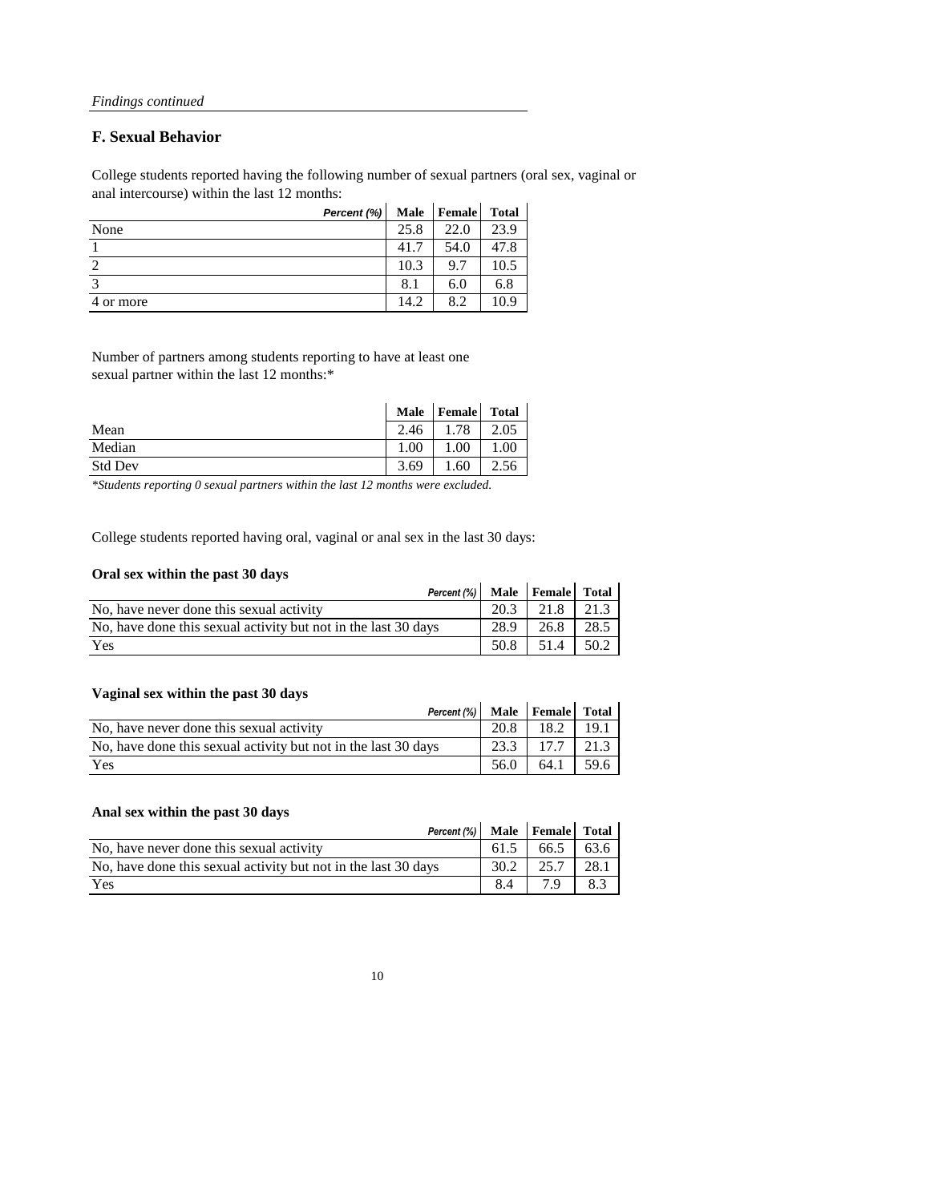*Findings continued*

## F. Sexual Behavior

College students reported having the following number of sexual partners (oral sex, vaginal or anal intercourse) within the last 12 months:

| *Percent (%)* | Male | Female | Total |
|---|---|---|---|
| None | 25.8 | 22.0 | 23.9 |
| 1 | 41.7 | 54.0 | 47.8 |
| 2 | 10.3 | 9.7 | 10.5 |
| 3 | 8.1 | 6.0 | 6.8 |
| 4 or more | 14.2 | 8.2 | 10.9 |

Number of partners among students reporting to have at least one sexual partner within the last 12 months:*

| | Male | Female | Total |
|---|---|---|---|
| Mean | 2.46 | 1.78 | 2.05 |
| Median | 1.00 | 1.00 | 1.00 |
| Std Dev | 3.69 | 1.60 | 2.56 |

*\*Students reporting 0 sexual partners within the last 12 months were excluded.*

College students reported having oral, vaginal or anal sex in the last 30 days:

**Oral sex within the past 30 days**

| *Percent (%)* | Male | Female | Total |
|---|---|---|---|
| No, have never done this sexual activity | 20.3 | 21.8 | 21.3 |
| No, have done this sexual activity but not in the last 30 days | 28.9 | 26.8 | 28.5 |
| Yes | 50.8 | 51.4 | 50.2 |

**Vaginal sex within the past 30 days**

| *Percent (%)* | Male | Female | Total |
|---|---|---|---|
| No, have never done this sexual activity | 20.8 | 18.2 | 19.1 |
| No, have done this sexual activity but not in the last 30 days | 23.3 | 17.7 | 21.3 |
| Yes | 56.0 | 64.1 | 59.6 |

**Anal sex within the past 30 days**

| *Percent (%)* | Male | Female | Total |
|---|---|---|---|
| No, have never done this sexual activity | 61.5 | 66.5 | 63.6 |
| No, have done this sexual activity but not in the last 30 days | 30.2 | 25.7 | 28.1 |
| Yes | 8.4 | 7.9 | 8.3 |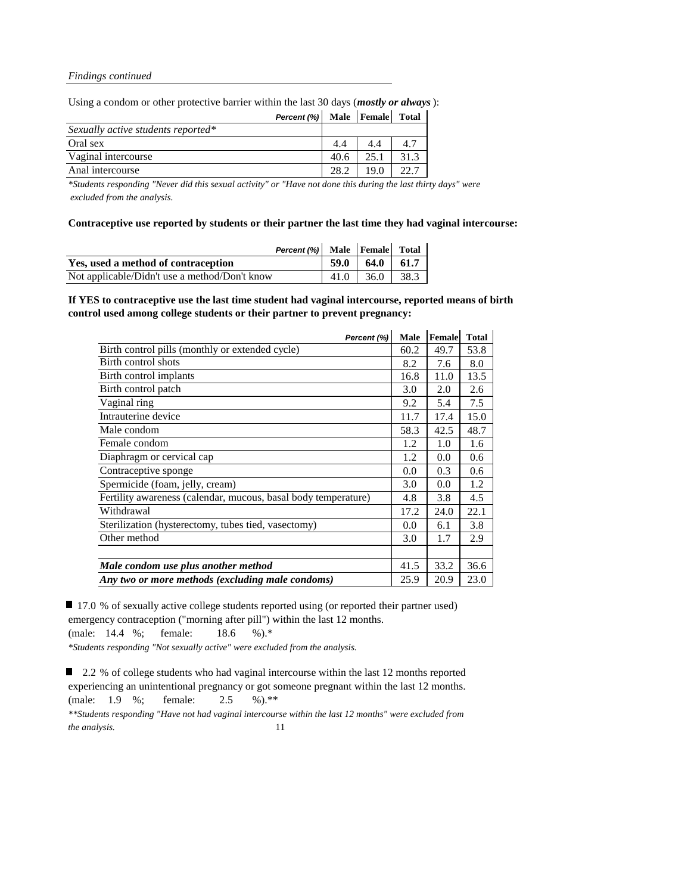*Findings continued*

Using a condom or other protective barrier within the last 30 days (***mostly or always***):

| Percent (%) | Male | Female | Total |
|---|---|---|---|
| *Sexually active students reported\** | | | |
| Oral sex | 4.4 | 4.4 | 4.7 |
| Vaginal intercourse | 40.6 | 25.1 | 31.3 |
| Anal intercourse | 28.2 | 19.0 | 22.7 |

*\*Students responding "Never did this sexual activity" or "Have not done this during the last thirty days" were excluded from the analysis.*

**Contraceptive use reported by students or their partner the last time they had vaginal intercourse:**

| Percent (%) | Male | Female | Total |
|---|---|---|---|
| **Yes, used a method of contraception** | **59.0** | **64.0** | **61.7** |
| Not applicable/Didn't use a method/Don't know | 41.0 | 36.0 | 38.3 |

**If YES to contraceptive use the last time student had vaginal intercourse, reported means of birth control used among college students or their partner to prevent pregnancy:**

| Percent (%) | Male | Female | Total |
|---|---|---|---|
| Birth control pills (monthly or extended cycle) | 60.2 | 49.7 | 53.8 |
| Birth control shots | 8.2 | 7.6 | 8.0 |
| Birth control implants | 16.8 | 11.0 | 13.5 |
| Birth control patch | 3.0 | 2.0 | 2.6 |
| Vaginal ring | 9.2 | 5.4 | 7.5 |
| Intrauterine device | 11.7 | 17.4 | 15.0 |
| Male condom | 58.3 | 42.5 | 48.7 |
| Female condom | 1.2 | 1.0 | 1.6 |
| Diaphragm or cervical cap | 1.2 | 0.0 | 0.6 |
| Contraceptive sponge | 0.0 | 0.3 | 0.6 |
| Spermicide (foam, jelly, cream) | 3.0 | 0.0 | 1.2 |
| Fertility awareness (calendar, mucous, basal body temperature) | 4.8 | 3.8 | 4.5 |
| Withdrawal | 17.2 | 24.0 | 22.1 |
| Sterilization (hysterectomy, tubes tied, vasectomy) | 0.0 | 6.1 | 3.8 |
| Other method | 3.0 | 1.7 | 2.9 |
| | | | |
| ***Male condom use plus another method*** | 41.5 | 33.2 | 36.6 |
| ***Any two or more methods (excluding male condoms)*** | 25.9 | 20.9 | 23.0 |

- 17.0 % of sexually active college students reported using (or reported their partner used) emergency contraception ("morning after pill") within the last 12 months. (male: 14.4 %; female: 18.6 %).\*

*\*Students responding "Not sexually active" were excluded from the analysis.*

- 2.2 % of college students who had vaginal intercourse within the last 12 months reported experiencing an unintentional pregnancy or got someone pregnant within the last 12 months. (male: 1.9 %; female: 2.5 %).\*\*

*\*\*Students responding "Have not had vaginal intercourse within the last 12 months" were excluded from the analysis.*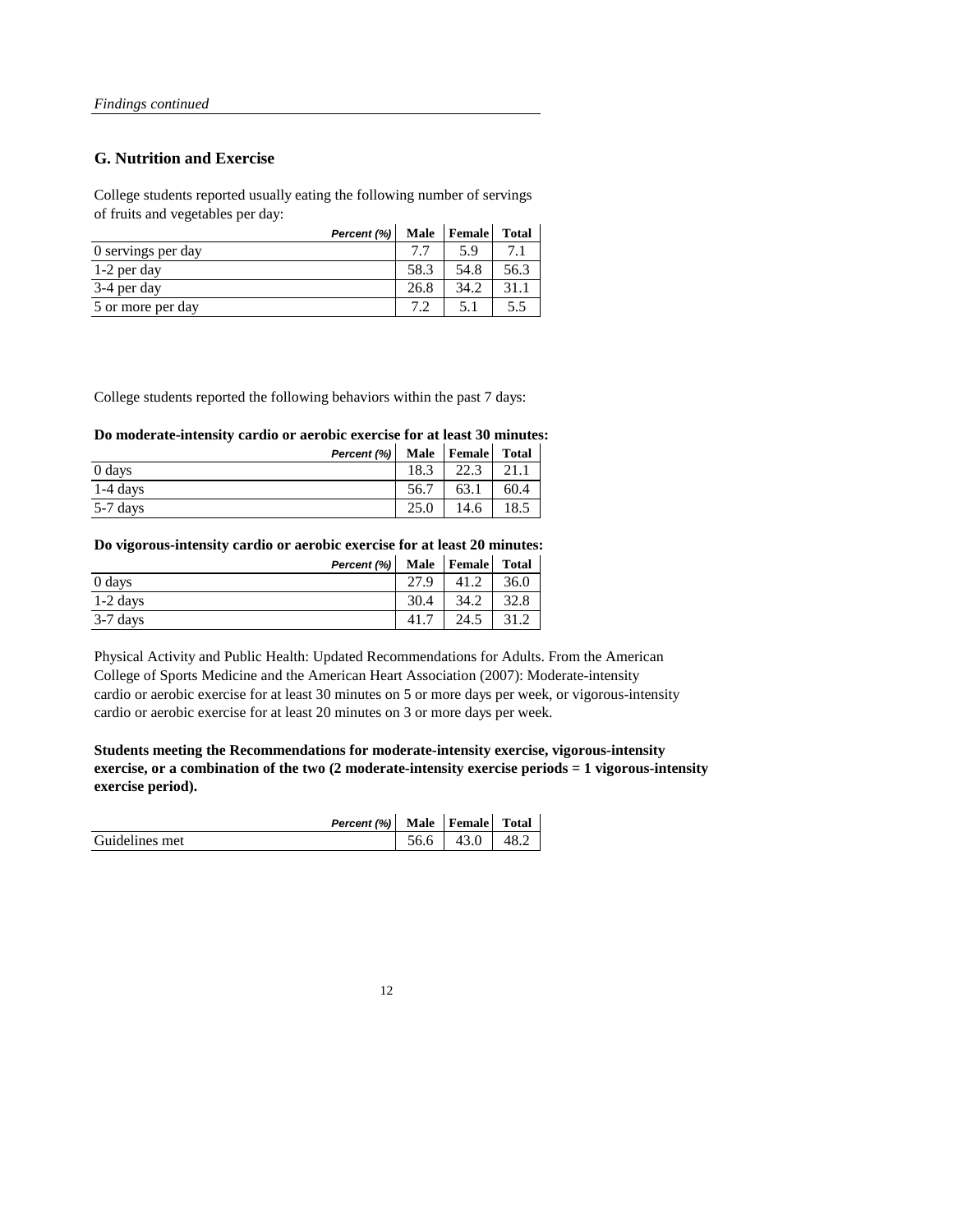*Findings continued*

## G. Nutrition and Exercise

College students reported usually eating the following number of servings of fruits and vegetables per day:

| *Percent (%)* | Male | Female | Total |
|---|---|---|---|
| 0 servings per day | 7.7 | 5.9 | 7.1 |
| 1-2 per day | 58.3 | 54.8 | 56.3 |
| 3-4 per day | 26.8 | 34.2 | 31.1 |
| 5 or more per day | 7.2 | 5.1 | 5.5 |

College students reported the following behaviors within the past 7 days:

**Do moderate-intensity cardio or aerobic exercise for at least 30 minutes:**

| *Percent (%)* | Male | Female | Total |
|---|---|---|---|
| 0 days | 18.3 | 22.3 | 21.1 |
| 1-4 days | 56.7 | 63.1 | 60.4 |
| 5-7 days | 25.0 | 14.6 | 18.5 |

**Do vigorous-intensity cardio or aerobic exercise for at least 20 minutes:**

| *Percent (%)* | Male | Female | Total |
|---|---|---|---|
| 0 days | 27.9 | 41.2 | 36.0 |
| 1-2 days | 30.4 | 34.2 | 32.8 |
| 3-7 days | 41.7 | 24.5 | 31.2 |

Physical Activity and Public Health: Updated Recommendations for Adults. From the American College of Sports Medicine and the American Heart Association (2007): Moderate-intensity cardio or aerobic exercise for at least 30 minutes on 5 or more days per week, or vigorous-intensity cardio or aerobic exercise for at least 20 minutes on 3 or more days per week.

**Students meeting the Recommendations for moderate-intensity exercise, vigorous-intensity exercise, or a combination of the two (2 moderate-intensity exercise periods = 1 vigorous-intensity exercise period).**

| *Percent (%)* | Male | Female | Total |
|---|---|---|---|
| Guidelines met | 56.6 | 43.0 | 48.2 |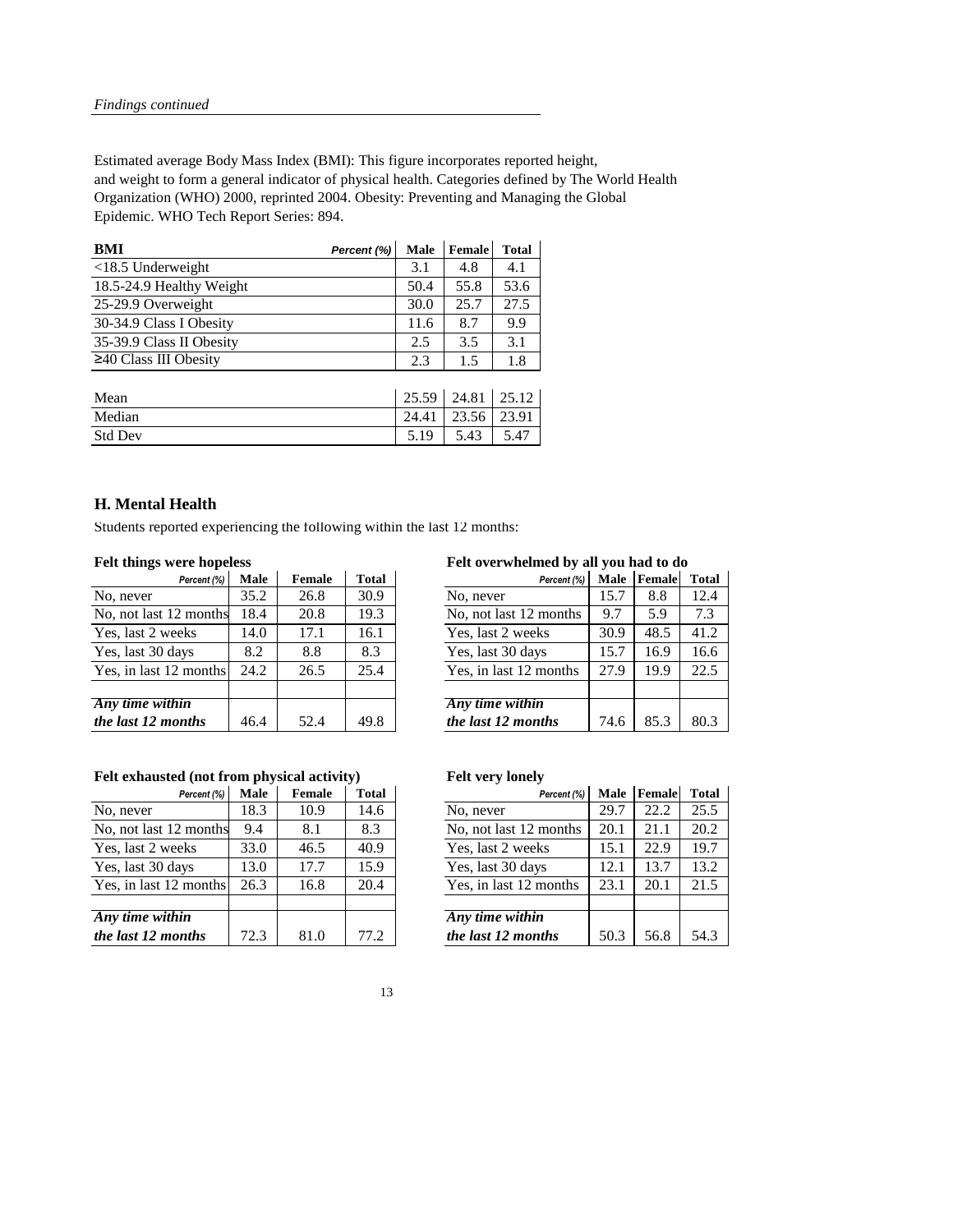*Findings continued*

Estimated average Body Mass Index (BMI): This figure incorporates reported height, and weight to form a general indicator of physical health. Categories defined by The World Health Organization (WHO) 2000, reprinted 2004. Obesity: Preventing and Managing the Global Epidemic. WHO Tech Report Series: 894.

| **BMI** *Percent (%)* | **Male** | **Female** | **Total** |
|---|---|---|---|
| <18.5 Underweight | 3.1 | 4.8 | 4.1 |
| 18.5-24.9 Healthy Weight | 50.4 | 55.8 | 53.6 |
| 25-29.9 Overweight | 30.0 | 25.7 | 27.5 |
| 30-34.9 Class I Obesity | 11.6 | 8.7 | 9.9 |
| 35-39.9 Class II Obesity | 2.5 | 3.5 | 3.1 |
| ≥40 Class III Obesity | 2.3 | 1.5 | 1.8 |
| | | | |
| Mean | 25.59 | 24.81 | 25.12 |
| Median | 24.41 | 23.56 | 23.91 |
| Std Dev | 5.19 | 5.43 | 5.47 |

## H. Mental Health

Students reported experiencing the following within the last 12 months:

**Felt things were hopeless**

| *Percent (%)* | **Male** | **Female** | **Total** |
|---|---|---|---|
| No, never | 35.2 | 26.8 | 30.9 |
| No, not last 12 months | 18.4 | 20.8 | 19.3 |
| Yes, last 2 weeks | 14.0 | 17.1 | 16.1 |
| Yes, last 30 days | 8.2 | 8.8 | 8.3 |
| Yes, in last 12 months | 24.2 | 26.5 | 25.4 |
| | | | |
| ***Any time within the last 12 months*** | 46.4 | 52.4 | 49.8 |

**Felt overwhelmed by all you had to do**

| *Percent (%)* | **Male** | **Female** | **Total** |
|---|---|---|---|
| No, never | 15.7 | 8.8 | 12.4 |
| No, not last 12 months | 9.7 | 5.9 | 7.3 |
| Yes, last 2 weeks | 30.9 | 48.5 | 41.2 |
| Yes, last 30 days | 15.7 | 16.9 | 16.6 |
| Yes, in last 12 months | 27.9 | 19.9 | 22.5 |
| | | | |
| ***Any time within the last 12 months*** | 74.6 | 85.3 | 80.3 |

**Felt exhausted (not from physical activity)**

| *Percent (%)* | **Male** | **Female** | **Total** |
|---|---|---|---|
| No, never | 18.3 | 10.9 | 14.6 |
| No, not last 12 months | 9.4 | 8.1 | 8.3 |
| Yes, last 2 weeks | 33.0 | 46.5 | 40.9 |
| Yes, last 30 days | 13.0 | 17.7 | 15.9 |
| Yes, in last 12 months | 26.3 | 16.8 | 20.4 |
| | | | |
| ***Any time within the last 12 months*** | 72.3 | 81.0 | 77.2 |

**Felt very lonely**

| *Percent (%)* | **Male** | **Female** | **Total** |
|---|---|---|---|
| No, never | 29.7 | 22.2 | 25.5 |
| No, not last 12 months | 20.1 | 21.1 | 20.2 |
| Yes, last 2 weeks | 15.1 | 22.9 | 19.7 |
| Yes, last 30 days | 12.1 | 13.7 | 13.2 |
| Yes, in last 12 months | 23.1 | 20.1 | 21.5 |
| | | | |
| ***Any time within the last 12 months*** | 50.3 | 56.8 | 54.3 |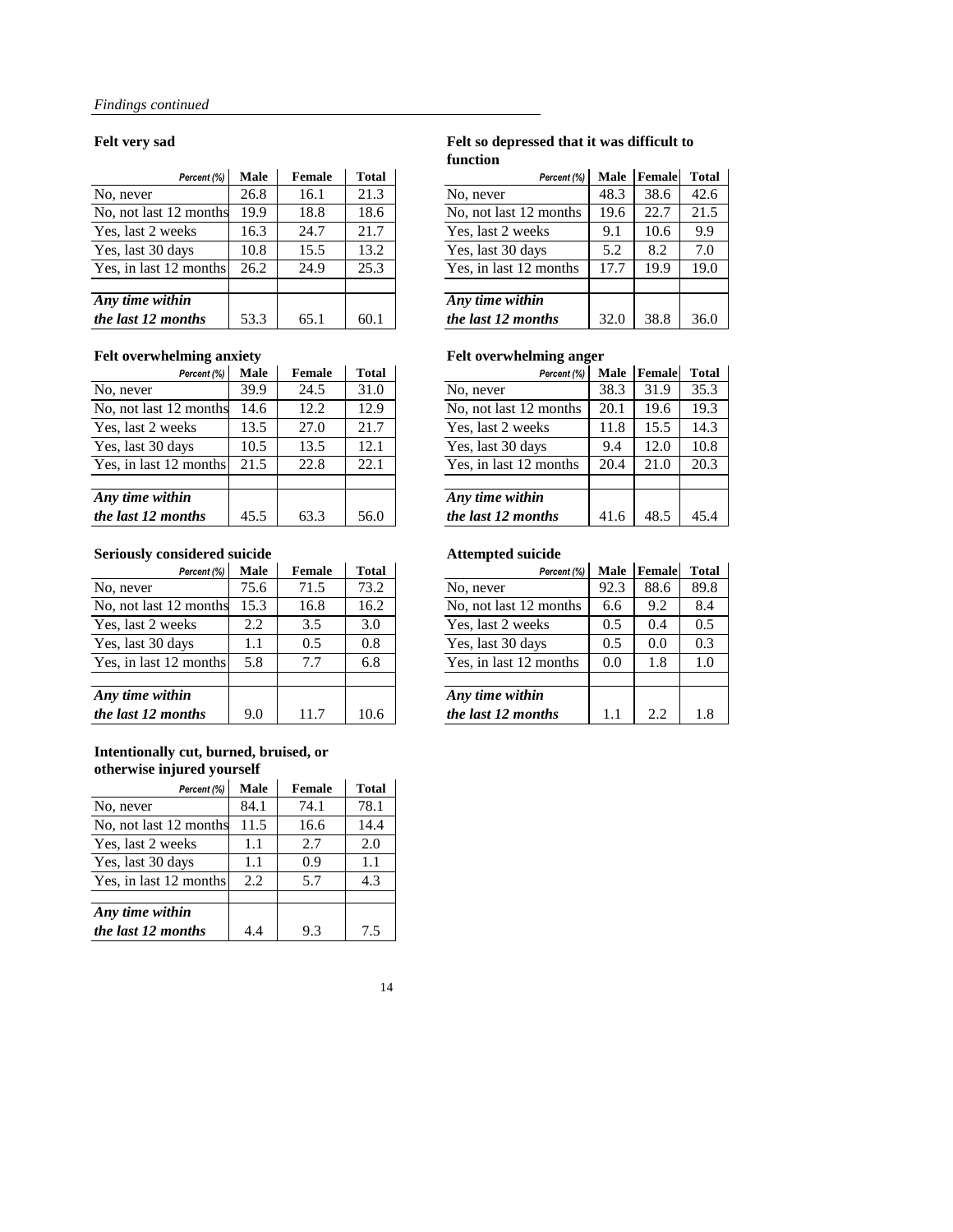*Findings continued*

### Felt very sad

| Percent (%) | Male | Female | Total |
|---|---|---|---|
| No, never | 26.8 | 16.1 | 21.3 |
| No, not last 12 months | 19.9 | 18.8 | 18.6 |
| Yes, last 2 weeks | 16.3 | 24.7 | 21.7 |
| Yes, last 30 days | 10.8 | 15.5 | 13.2 |
| Yes, in last 12 months | 26.2 | 24.9 | 25.3 |
| | | | |
| ***Any time within the last 12 months*** | 53.3 | 65.1 | 60.1 |

### Felt so depressed that it was difficult to function

| Percent (%) | Male | Female | Total |
|---|---|---|---|
| No, never | 48.3 | 38.6 | 42.6 |
| No, not last 12 months | 19.6 | 22.7 | 21.5 |
| Yes, last 2 weeks | 9.1 | 10.6 | 9.9 |
| Yes, last 30 days | 5.2 | 8.2 | 7.0 |
| Yes, in last 12 months | 17.7 | 19.9 | 19.0 |
| | | | |
| ***Any time within the last 12 months*** | 32.0 | 38.8 | 36.0 |

### Felt overwhelming anxiety

| Percent (%) | Male | Female | Total |
|---|---|---|---|
| No, never | 39.9 | 24.5 | 31.0 |
| No, not last 12 months | 14.6 | 12.2 | 12.9 |
| Yes, last 2 weeks | 13.5 | 27.0 | 21.7 |
| Yes, last 30 days | 10.5 | 13.5 | 12.1 |
| Yes, in last 12 months | 21.5 | 22.8 | 22.1 |
| | | | |
| ***Any time within the last 12 months*** | 45.5 | 63.3 | 56.0 |

### Felt overwhelming anger

| Percent (%) | Male | Female | Total |
|---|---|---|---|
| No, never | 38.3 | 31.9 | 35.3 |
| No, not last 12 months | 20.1 | 19.6 | 19.3 |
| Yes, last 2 weeks | 11.8 | 15.5 | 14.3 |
| Yes, last 30 days | 9.4 | 12.0 | 10.8 |
| Yes, in last 12 months | 20.4 | 21.0 | 20.3 |
| | | | |
| ***Any time within the last 12 months*** | 41.6 | 48.5 | 45.4 |

### Seriously considered suicide

| Percent (%) | Male | Female | Total |
|---|---|---|---|
| No, never | 75.6 | 71.5 | 73.2 |
| No, not last 12 months | 15.3 | 16.8 | 16.2 |
| Yes, last 2 weeks | 2.2 | 3.5 | 3.0 |
| Yes, last 30 days | 1.1 | 0.5 | 0.8 |
| Yes, in last 12 months | 5.8 | 7.7 | 6.8 |
| | | | |
| ***Any time within the last 12 months*** | 9.0 | 11.7 | 10.6 |

### Attempted suicide

| Percent (%) | Male | Female | Total |
|---|---|---|---|
| No, never | 92.3 | 88.6 | 89.8 |
| No, not last 12 months | 6.6 | 9.2 | 8.4 |
| Yes, last 2 weeks | 0.5 | 0.4 | 0.5 |
| Yes, last 30 days | 0.5 | 0.0 | 0.3 |
| Yes, in last 12 months | 0.0 | 1.8 | 1.0 |
| | | | |
| ***Any time within the last 12 months*** | 1.1 | 2.2 | 1.8 |

### Intentionally cut, burned, bruised, or otherwise injured yourself

| Percent (%) | Male | Female | Total |
|---|---|---|---|
| No, never | 84.1 | 74.1 | 78.1 |
| No, not last 12 months | 11.5 | 16.6 | 14.4 |
| Yes, last 2 weeks | 1.1 | 2.7 | 2.0 |
| Yes, last 30 days | 1.1 | 0.9 | 1.1 |
| Yes, in last 12 months | 2.2 | 5.7 | 4.3 |
| | | | |
| ***Any time within the last 12 months*** | 4.4 | 9.3 | 7.5 |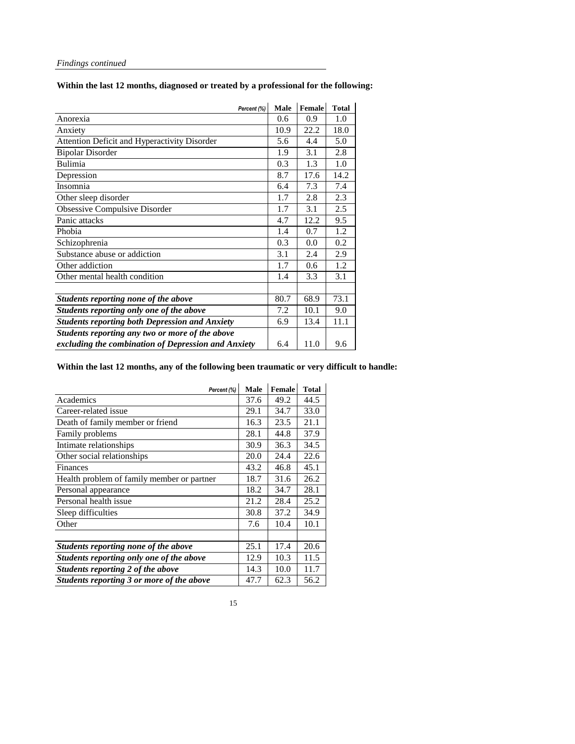*Findings continued*

**Within the last 12 months, diagnosed or treated by a professional for the following:**

| *Percent (%)* | Male | Female | Total |
|---|---|---|---|
| Anorexia | 0.6 | 0.9 | 1.0 |
| Anxiety | 10.9 | 22.2 | 18.0 |
| Attention Deficit and Hyperactivity Disorder | 5.6 | 4.4 | 5.0 |
| Bipolar Disorder | 1.9 | 3.1 | 2.8 |
| Bulimia | 0.3 | 1.3 | 1.0 |
| Depression | 8.7 | 17.6 | 14.2 |
| Insomnia | 6.4 | 7.3 | 7.4 |
| Other sleep disorder | 1.7 | 2.8 | 2.3 |
| Obsessive Compulsive Disorder | 1.7 | 3.1 | 2.5 |
| Panic attacks | 4.7 | 12.2 | 9.5 |
| Phobia | 1.4 | 0.7 | 1.2 |
| Schizophrenia | 0.3 | 0.0 | 0.2 |
| Substance abuse or addiction | 3.1 | 2.4 | 2.9 |
| Other addiction | 1.7 | 0.6 | 1.2 |
| Other mental health condition | 1.4 | 3.3 | 3.1 |
| | | | |
| ***Students reporting none of the above*** | 80.7 | 68.9 | 73.1 |
| ***Students reporting only one of the above*** | 7.2 | 10.1 | 9.0 |
| ***Students reporting both Depression and Anxiety*** | 6.9 | 13.4 | 11.1 |
| ***Students reporting any two or more of the above excluding the combination of Depression and Anxiety*** | 6.4 | 11.0 | 9.6 |

**Within the last 12 months, any of the following been traumatic or very difficult to handle:**

| *Percent (%)* | Male | Female | Total |
|---|---|---|---|
| Academics | 37.6 | 49.2 | 44.5 |
| Career-related issue | 29.1 | 34.7 | 33.0 |
| Death of family member or friend | 16.3 | 23.5 | 21.1 |
| Family problems | 28.1 | 44.8 | 37.9 |
| Intimate relationships | 30.9 | 36.3 | 34.5 |
| Other social relationships | 20.0 | 24.4 | 22.6 |
| Finances | 43.2 | 46.8 | 45.1 |
| Health problem of family member or partner | 18.7 | 31.6 | 26.2 |
| Personal appearance | 18.2 | 34.7 | 28.1 |
| Personal health issue | 21.2 | 28.4 | 25.2 |
| Sleep difficulties | 30.8 | 37.2 | 34.9 |
| Other | 7.6 | 10.4 | 10.1 |
| | | | |
| ***Students reporting none of the above*** | 25.1 | 17.4 | 20.6 |
| ***Students reporting only one of the above*** | 12.9 | 10.3 | 11.5 |
| ***Students reporting 2 of the above*** | 14.3 | 10.0 | 11.7 |
| ***Students reporting 3 or more of the above*** | 47.7 | 62.3 | 56.2 |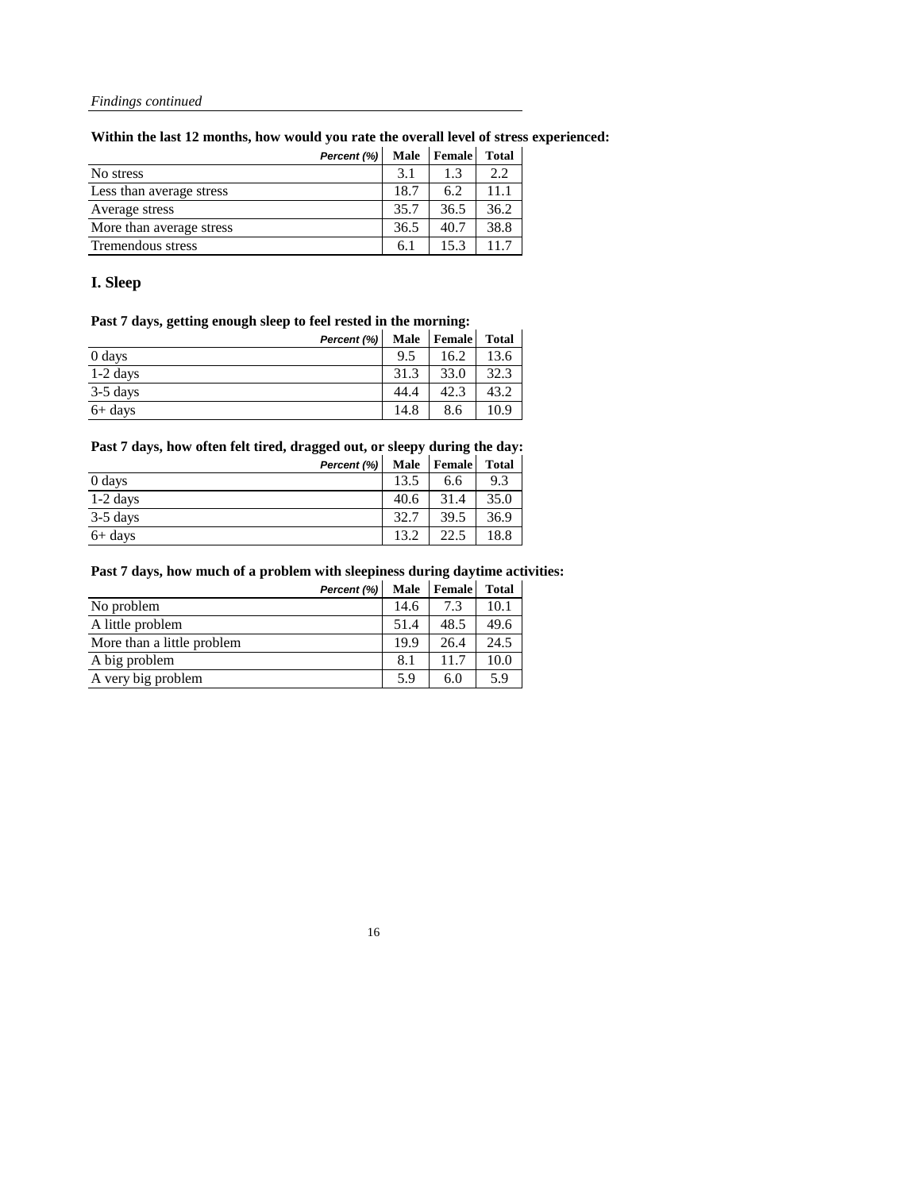*Findings continued*

**Within the last 12 months, how would you rate the overall level of stress experienced:**

| *Percent (%)* | Male | Female | Total |
|---|---|---|---|
| No stress | 3.1 | 1.3 | 2.2 |
| Less than average stress | 18.7 | 6.2 | 11.1 |
| Average stress | 35.7 | 36.5 | 36.2 |
| More than average stress | 36.5 | 40.7 | 38.8 |
| Tremendous stress | 6.1 | 15.3 | 11.7 |

## I. Sleep

**Past 7 days, getting enough sleep to feel rested in the morning:**

| *Percent (%)* | Male | Female | Total |
|---|---|---|---|
| 0 days | 9.5 | 16.2 | 13.6 |
| 1-2 days | 31.3 | 33.0 | 32.3 |
| 3-5 days | 44.4 | 42.3 | 43.2 |
| 6+ days | 14.8 | 8.6 | 10.9 |

**Past 7 days, how often felt tired, dragged out, or sleepy during the day:**

| *Percent (%)* | Male | Female | Total |
|---|---|---|---|
| 0 days | 13.5 | 6.6 | 9.3 |
| 1-2 days | 40.6 | 31.4 | 35.0 |
| 3-5 days | 32.7 | 39.5 | 36.9 |
| 6+ days | 13.2 | 22.5 | 18.8 |

**Past 7 days, how much of a problem with sleepiness during daytime activities:**

| *Percent (%)* | Male | Female | Total |
|---|---|---|---|
| No problem | 14.6 | 7.3 | 10.1 |
| A little problem | 51.4 | 48.5 | 49.6 |
| More than a little problem | 19.9 | 26.4 | 24.5 |
| A big problem | 8.1 | 11.7 | 10.0 |
| A very big problem | 5.9 | 6.0 | 5.9 |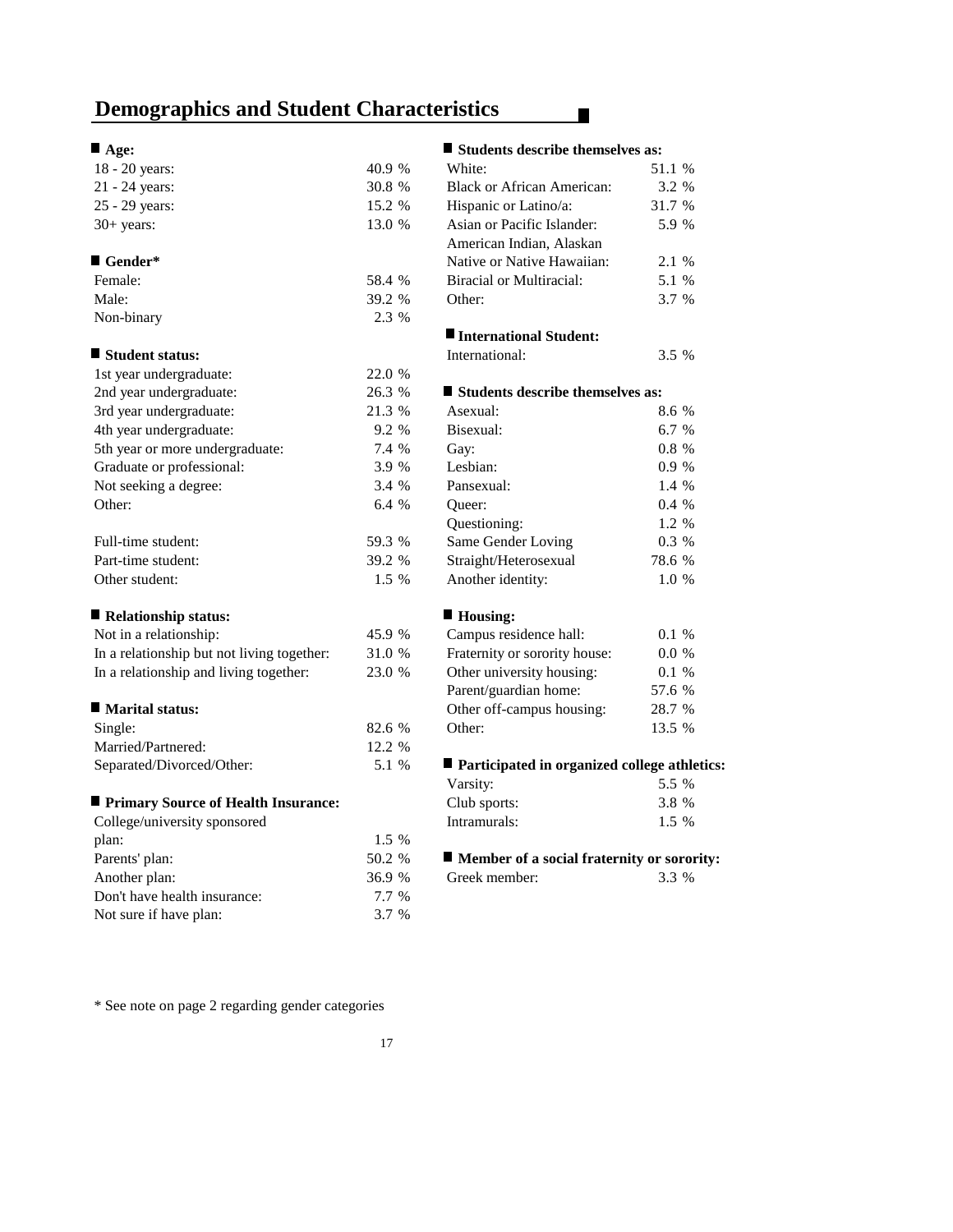# Demographics and Student Characteristics

**Age:**

| | |
|---|---|
| 18 - 20 years: | 40.9 % |
| 21 - 24 years: | 30.8 % |
| 25 - 29 years: | 15.2 % |
| 30+ years: | 13.0 % |

**Gender***

| | |
|---|---|
| Female: | 58.4 % |
| Male: | 39.2 % |
| Non-binary | 2.3 % |

**Student status:**

| | |
|---|---|
| 1st year undergraduate: | 22.0 % |
| 2nd year undergraduate: | 26.3 % |
| 3rd year undergraduate: | 21.3 % |
| 4th year undergraduate: | 9.2 % |
| 5th year or more undergraduate: | 7.4 % |
| Graduate or professional: | 3.9 % |
| Not seeking a degree: | 3.4 % |
| Other: | 6.4 % |

| | |
|---|---|
| Full-time student: | 59.3 % |
| Part-time student: | 39.2 % |
| Other student: | 1.5 % |

**Relationship status:**

| | |
|---|---|
| Not in a relationship: | 45.9 % |
| In a relationship but not living together: | 31.0 % |
| In a relationship and living together: | 23.0 % |

**Marital status:**

| | |
|---|---|
| Single: | 82.6 % |
| Married/Partnered: | 12.2 % |
| Separated/Divorced/Other: | 5.1 % |

**Primary Source of Health Insurance:**

| | |
|---|---|
| College/university sponsored plan: | 1.5 % |
| Parents' plan: | 50.2 % |
| Another plan: | 36.9 % |
| Don't have health insurance: | 7.7 % |
| Not sure if have plan: | 3.7 % |

**Students describe themselves as:**

| | |
|---|---|
| White: | 51.1 % |
| Black or African American: | 3.2 % |
| Hispanic or Latino/a: | 31.7 % |
| Asian or Pacific Islander: | 5.9 % |
| American Indian, Alaskan Native or Native Hawaiian: | 2.1 % |
| Biracial or Multiracial: | 5.1 % |
| Other: | 3.7 % |

**International Student:**

| | |
|---|---|
| International: | 3.5 % |

**Students describe themselves as:**

| | |
|---|---|
| Asexual: | 8.6 % |
| Bisexual: | 6.7 % |
| Gay: | 0.8 % |
| Lesbian: | 0.9 % |
| Pansexual: | 1.4 % |
| Queer: | 0.4 % |
| Questioning: | 1.2 % |
| Same Gender Loving | 0.3 % |
| Straight/Heterosexual | 78.6 % |
| Another identity: | 1.0 % |

**Housing:**

| | |
|---|---|
| Campus residence hall: | 0.1 % |
| Fraternity or sorority house: | 0.0 % |
| Other university housing: | 0.1 % |
| Parent/guardian home: | 57.6 % |
| Other off-campus housing: | 28.7 % |
| Other: | 13.5 % |

**Participated in organized college athletics:**

| | |
|---|---|
| Varsity: | 5.5 % |
| Club sports: | 3.8 % |
| Intramurals: | 1.5 % |

**Member of a social fraternity or sorority:**

| | |
|---|---|
| Greek member: | 3.3 % |

* See note on page 2 regarding gender categories